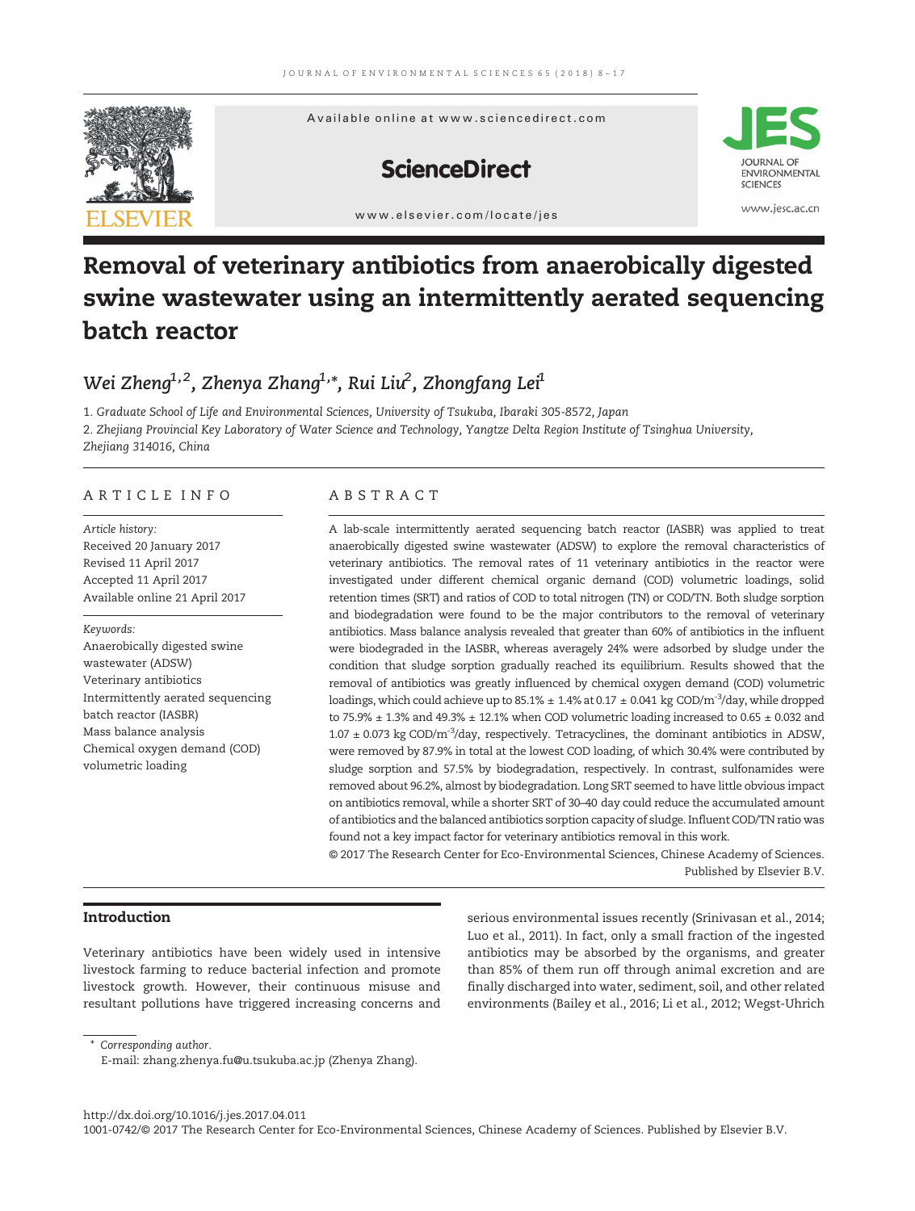# Removal of veterinary antibiotics from anaerobically digested swine wastewater using an intermittently aerated sequencing batch reactor

Wei Zheng[1,2], Zhenya Zhang[1,*], Rui Liu[2], Zhongfang Lei[1]

1. Graduate School of Life and Environmental Sciences, University of Tsukuba, Ibaraki 305-8572, Japan
2. Zhejiang Provincial Key Laboratory of Water Science and Technology, Yangtze Delta Region Institute of Tsinghua University, Zhejiang 314016, China

## ARTICLE INFO

*Article history:*
Received 20 January 2017
Revised 11 April 2017
Accepted 11 April 2017
Available online 21 April 2017

*Keywords:*
Anaerobically digested swine wastewater (ADSW)
Veterinary antibiotics
Intermittently aerated sequencing batch reactor (IASBR)
Mass balance analysis
Chemical oxygen demand (COD) volumetric loading

## ABSTRACT

A lab-scale intermittently aerated sequencing batch reactor (IASBR) was applied to treat anaerobically digested swine wastewater (ADSW) to explore the removal characteristics of veterinary antibiotics. The removal rates of 11 veterinary antibiotics in the reactor were investigated under different chemical organic demand (COD) volumetric loadings, solid retention times (SRT) and ratios of COD to total nitrogen (TN) or COD/TN. Both sludge sorption and biodegradation were found to be the major contributors to the removal of veterinary antibiotics. Mass balance analysis revealed that greater than 60% of antibiotics in the influent were biodegraded in the IASBR, whereas averagely 24% were adsorbed by sludge under the condition that sludge sorption gradually reached its equilibrium. Results showed that the removal of antibiotics was greatly influenced by chemical oxygen demand (COD) volumetric loadings, which could achieve up to 85.1% ± 1.4% at 0.17 ± 0.041 kg COD/m$^{-3}$/day, while dropped to 75.9% ± 1.3% and 49.3% ± 12.1% when COD volumetric loading increased to 0.65 ± 0.032 and 1.07 ± 0.073 kg COD/m$^{-3}$/day, respectively. Tetracyclines, the dominant antibiotics in ADSW, were removed by 87.9% in total at the lowest COD loading, of which 30.4% were contributed by sludge sorption and 57.5% by biodegradation, respectively. In contrast, sulfonamides were removed about 96.2%, almost by biodegradation. Long SRT seemed to have little obvious impact on antibiotics removal, while a shorter SRT of 30–40 day could reduce the accumulated amount of antibiotics and the balanced antibiotics sorption capacity of sludge. Influent COD/TN ratio was found not a key impact factor for veterinary antibiotics removal in this work.

© 2017 The Research Center for Eco-Environmental Sciences, Chinese Academy of Sciences. Published by Elsevier B.V.

## Introduction

Veterinary antibiotics have been widely used in intensive livestock farming to reduce bacterial infection and promote livestock growth. However, their continuous misuse and resultant pollutions have triggered increasing concerns and serious environmental issues recently (Srinivasan et al., 2014; Luo et al., 2011). In fact, only a small fraction of the ingested antibiotics may be absorbed by the organisms, and greater than 85% of them run off through animal excretion and are finally discharged into water, sediment, soil, and other related environments (Bailey et al., 2016; Li et al., 2012; Wegst-Uhrich

\* Corresponding author.
E-mail: zhang.zhenya.fu@u.tsukuba.ac.jp (Zhenya Zhang).

http://dx.doi.org/10.1016/j.jes.2017.04.011
1001-0742/© 2017 The Research Center for Eco-Environmental Sciences, Chinese Academy of Sciences. Published by Elsevier B.V.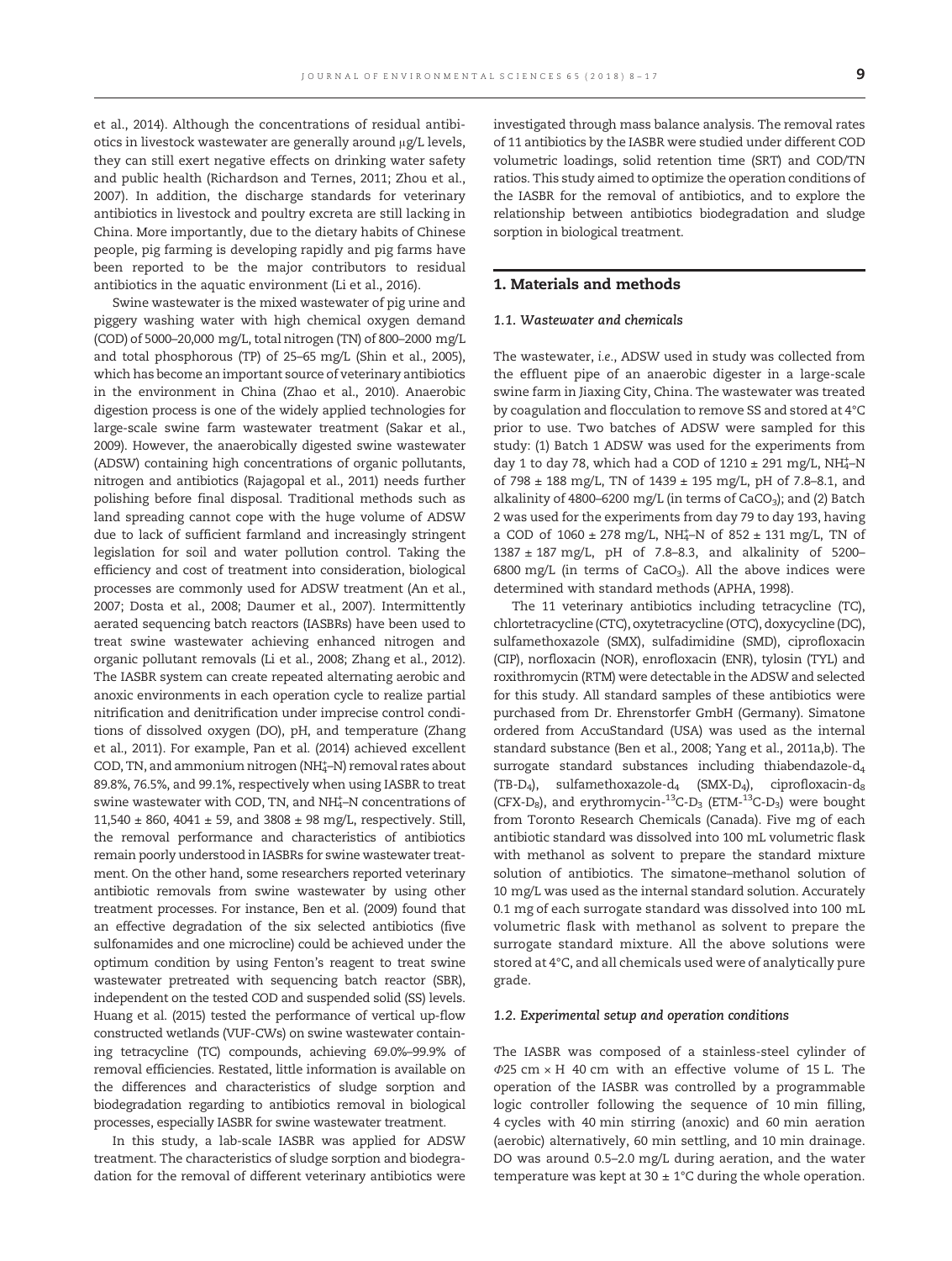et al., 2014). Although the concentrations of residual antibiotics in livestock wastewater are generally around μg/L levels, they can still exert negative effects on drinking water safety and public health (Richardson and Ternes, 2011; Zhou et al., 2007). In addition, the discharge standards for veterinary antibiotics in livestock and poultry excreta are still lacking in China. More importantly, due to the dietary habits of Chinese people, pig farming is developing rapidly and pig farms have been reported to be the major contributors to residual antibiotics in the aquatic environment (Li et al., 2016).

Swine wastewater is the mixed wastewater of pig urine and piggery washing water with high chemical oxygen demand (COD) of 5000–20,000 mg/L, total nitrogen (TN) of 800–2000 mg/L and total phosphorous (TP) of 25–65 mg/L (Shin et al., 2005), which has become an important source of veterinary antibiotics in the environment in China (Zhao et al., 2010). Anaerobic digestion process is one of the widely applied technologies for large-scale swine farm wastewater treatment (Sakar et al., 2009). However, the anaerobically digested swine wastewater (ADSW) containing high concentrations of organic pollutants, nitrogen and antibiotics (Rajagopal et al., 2011) needs further polishing before final disposal. Traditional methods such as land spreading cannot cope with the huge volume of ADSW due to lack of sufficient farmland and increasingly stringent legislation for soil and water pollution control. Taking the efficiency and cost of treatment into consideration, biological processes are commonly used for ADSW treatment (An et al., 2007; Dosta et al., 2008; Daumer et al., 2007). Intermittently aerated sequencing batch reactors (IASBRs) have been used to treat swine wastewater achieving enhanced nitrogen and organic pollutant removals (Li et al., 2008; Zhang et al., 2012). The IASBR system can create repeated alternating aerobic and anoxic environments in each operation cycle to realize partial nitrification and denitrification under imprecise control conditions of dissolved oxygen (DO), pH, and temperature (Zhang et al., 2011). For example, Pan et al. (2014) achieved excellent COD, TN, and ammonium nitrogen ($NH_4^+$–N) removal rates about 89.8%, 76.5%, and 99.1%, respectively when using IASBR to treat swine wastewater with COD, TN, and $NH_4^+$–N concentrations of 11,540 ± 860, 4041 ± 59, and 3808 ± 98 mg/L, respectively. Still, the removal performance and characteristics of antibiotics remain poorly understood in IASBRs for swine wastewater treatment. On the other hand, some researchers reported veterinary antibiotic removals from swine wastewater by using other treatment processes. For instance, Ben et al. (2009) found that an effective degradation of the six selected antibiotics (five sulfonamides and one microcline) could be achieved under the optimum condition by using Fenton's reagent to treat swine wastewater pretreated with sequencing batch reactor (SBR), independent on the tested COD and suspended solid (SS) levels. Huang et al. (2015) tested the performance of vertical up-flow constructed wetlands (VUF-CWs) on swine wastewater containing tetracycline (TC) compounds, achieving 69.0%–99.9% of removal efficiencies. Restated, little information is available on the differences and characteristics of sludge sorption and biodegradation regarding to antibiotics removal in biological processes, especially IASBR for swine wastewater treatment.

In this study, a lab-scale IASBR was applied for ADSW treatment. The characteristics of sludge sorption and biodegradation for the removal of different veterinary antibiotics were investigated through mass balance analysis. The removal rates of 11 antibiotics by the IASBR were studied under different COD volumetric loadings, solid retention time (SRT) and COD/TN ratios. This study aimed to optimize the operation conditions of the IASBR for the removal of antibiotics, and to explore the relationship between antibiotics biodegradation and sludge sorption in biological treatment.

## 1. Materials and methods

### 1.1. Wastewater and chemicals

The wastewater, *i.e.*, ADSW used in study was collected from the effluent pipe of an anaerobic digester in a large-scale swine farm in Jiaxing City, China. The wastewater was treated by coagulation and flocculation to remove SS and stored at 4°C prior to use. Two batches of ADSW were sampled for this study: (1) Batch 1 ADSW was used for the experiments from day 1 to day 78, which had a COD of 1210 ± 291 mg/L, $NH_4^+$–N of 798 ± 188 mg/L, TN of 1439 ± 195 mg/L, pH of 7.8–8.1, and alkalinity of 4800–6200 mg/L (in terms of $CaCO_3$); and (2) Batch 2 was used for the experiments from day 79 to day 193, having a COD of 1060 ± 278 mg/L, $NH_4^+$–N of 852 ± 131 mg/L, TN of 1387 ± 187 mg/L, pH of 7.8–8.3, and alkalinity of 5200–6800 mg/L (in terms of $CaCO_3$). All the above indices were determined with standard methods (APHA, 1998).

The 11 veterinary antibiotics including tetracycline (TC), chlortetracycline (CTC), oxytetracycline (OTC), doxycycline (DC), sulfamethoxazole (SMX), sulfadimidine (SMD), ciprofloxacin (CIP), norfloxacin (NOR), enrofloxacin (ENR), tylosin (TYL) and roxithromycin (RTM) were detectable in the ADSW and selected for this study. All standard samples of these antibiotics were purchased from Dr. Ehrenstorfer GmbH (Germany). Simatone ordered from AccuStandard (USA) was used as the internal standard substance (Ben et al., 2008; Yang et al., 2011a,b). The surrogate standard substances including thiabendazole-$d_4$ (TB-$D_4$), sulfamethoxazole-$d_4$ (SMX-$D_4$), ciprofloxacin-$d_8$ (CFX-$D_8$), and erythromycin-$^{13}C$-$D_3$ (ETM-$^{13}C$-$D_3$) were bought from Toronto Research Chemicals (Canada). Five mg of each antibiotic standard was dissolved into 100 mL volumetric flask with methanol as solvent to prepare the standard mixture solution of antibiotics. The simatone–methanol solution of 10 mg/L was used as the internal standard solution. Accurately 0.1 mg of each surrogate standard was dissolved into 100 mL volumetric flask with methanol as solvent to prepare the surrogate standard mixture. All the above solutions were stored at 4°C, and all chemicals used were of analytically pure grade.

### 1.2. Experimental setup and operation conditions

The IASBR was composed of a stainless-steel cylinder of $\Phi$25 cm × H 40 cm with an effective volume of 15 L. The operation of the IASBR was controlled by a programmable logic controller following the sequence of 10 min filling, 4 cycles with 40 min stirring (anoxic) and 60 min aeration (aerobic) alternatively, 60 min settling, and 10 min drainage. DO was around 0.5–2.0 mg/L during aeration, and the water temperature was kept at 30 ± 1°C during the whole operation.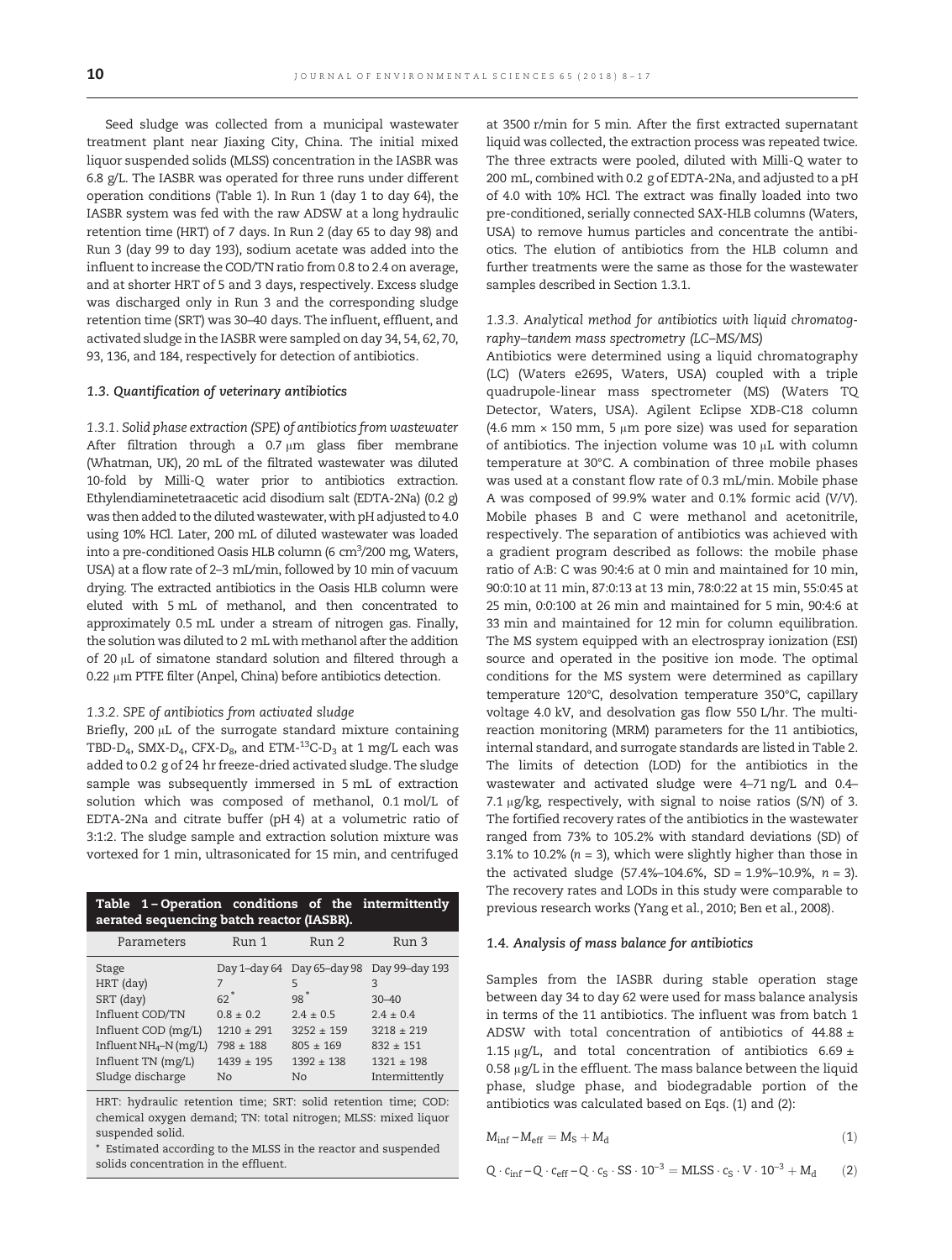Seed sludge was collected from a municipal wastewater treatment plant near Jiaxing City, China. The initial mixed liquor suspended solids (MLSS) concentration in the IASBR was 6.8 g/L. The IASBR was operated for three runs under different operation conditions (Table 1). In Run 1 (day 1 to day 64), the IASBR system was fed with the raw ADSW at a long hydraulic retention time (HRT) of 7 days. In Run 2 (day 65 to day 98) and Run 3 (day 99 to day 193), sodium acetate was added into the influent to increase the COD/TN ratio from 0.8 to 2.4 on average, and at shorter HRT of 5 and 3 days, respectively. Excess sludge was discharged only in Run 3 and the corresponding sludge retention time (SRT) was 30–40 days. The influent, effluent, and activated sludge in the IASBR were sampled on day 34, 54, 62, 70, 93, 136, and 184, respectively for detection of antibiotics.

### 1.3. Quantification of veterinary antibiotics

#### 1.3.1. Solid phase extraction (SPE) of antibiotics from wastewater

After filtration through a 0.7 μm glass fiber membrane (Whatman, UK), 20 mL of the filtrated wastewater was diluted 10-fold by Milli-Q water prior to antibiotics extraction. Ethylendiaminetetraacetic acid disodium salt (EDTA-2Na) (0.2 g) was then added to the diluted wastewater, with pH adjusted to 4.0 using 10% HCl. Later, 200 mL of diluted wastewater was loaded into a pre-conditioned Oasis HLB column (6 $cm^3$/200 mg, Waters, USA) at a flow rate of 2–3 mL/min, followed by 10 min of vacuum drying. The extracted antibiotics in the Oasis HLB column were eluted with 5 mL of methanol, and then concentrated to approximately 0.5 mL under a stream of nitrogen gas. Finally, the solution was diluted to 2 mL with methanol after the addition of 20 μL of simatone standard solution and filtered through a 0.22 μm PTFE filter (Anpel, China) before antibiotics detection.

#### 1.3.2. SPE of antibiotics from activated sludge

Briefly, 200 μL of the surrogate standard mixture containing TBD-$D_4$, SMX-$D_4$, CFX-$D_8$, and ETM-$^{13}C$-$D_3$ at 1 mg/L each was added to 0.2 g of 24 hr freeze-dried activated sludge. The sludge sample was subsequently immersed in 5 mL of extraction solution which was composed of methanol, 0.1 mol/L of EDTA-2Na and citrate buffer (pH 4) at a volumetric ratio of 3:1:2. The sludge sample and extraction solution mixture was vortexed for 1 min, ultrasonicated for 15 min, and centrifuged at 3500 r/min for 5 min. After the first extracted supernatant liquid was collected, the extraction process was repeated twice. The three extracts were pooled, diluted with Milli-Q water to 200 mL, combined with 0.2 g of EDTA-2Na, and adjusted to a pH of 4.0 with 10% HCl. The extract was finally loaded into two pre-conditioned, serially connected SAX-HLB columns (Waters, USA) to remove humus particles and concentrate the antibiotics. The elution of antibiotics from the HLB column and further treatments were the same as those for the wastewater samples described in Section 1.3.1.

**Table 1 – Operation conditions of the intermittently aerated sequencing batch reactor (IASBR).**

| Parameters | Run 1 | Run 2 | Run 3 |
|---|---|---|---|
| Stage | Day 1–day 64 | Day 65–day 98 | Day 99–day 193 |
| HRT (day) | 7 | 5 | 3 |
| SRT (day) | 62* | 98* | 30–40 |
| Influent COD/TN | 0.8 ± 0.2 | 2.4 ± 0.5 | 2.4 ± 0.4 |
| Influent COD (mg/L) | 1210 ± 291 | 3252 ± 159 | 3218 ± 219 |
| Influent $NH_4$–N (mg/L) | 798 ± 188 | 805 ± 169 | 832 ± 151 |
| Influent TN (mg/L) | 1439 ± 195 | 1392 ± 138 | 1321 ± 198 |
| Sludge discharge | No | No | Intermittently |

HRT: hydraulic retention time; SRT: solid retention time; COD: chemical oxygen demand; TN: total nitrogen; MLSS: mixed liquor suspended solid.

\* Estimated according to the MLSS in the reactor and suspended solids concentration in the effluent.

#### 1.3.3. Analytical method for antibiotics with liquid chromatography–tandem mass spectrometry (LC–MS/MS)

Antibiotics were determined using a liquid chromatography (LC) (Waters e2695, Waters, USA) coupled with a triple quadrupole-linear mass spectrometer (MS) (Waters TQ Detector, Waters, USA). Agilent Eclipse XDB-C18 column (4.6 mm × 150 mm, 5 μm pore size) was used for separation of antibiotics. The injection volume was 10 μL with column temperature at 30°C. A combination of three mobile phases was used at a constant flow rate of 0.3 mL/min. Mobile phase A was composed of 99.9% water and 0.1% formic acid (V/V). Mobile phases B and C were methanol and acetonitrile, respectively. The separation of antibiotics was achieved with a gradient program described as follows: the mobile phase ratio of A:B: C was 90:4:6 at 0 min and maintained for 10 min, 90:0:10 at 11 min, 87:0:13 at 13 min, 78:0:22 at 15 min, 55:0:45 at 25 min, 0:0:100 at 26 min and maintained for 5 min, 90:4:6 at 33 min and maintained for 12 min for column equilibration. The MS system equipped with an electrospray ionization (ESI) source and operated in the positive ion mode. The optimal conditions for the MS system were determined as capillary temperature 120°C, desolvation temperature 350°C, capillary voltage 4.0 kV, and desolvation gas flow 550 L/hr. The multi-reaction monitoring (MRM) parameters for the 11 antibiotics, internal standard, and surrogate standards are listed in Table 2. The limits of detection (LOD) for the antibiotics in the wastewater and activated sludge were 4–71 ng/L and 0.4–7.1 μg/kg, respectively, with signal to noise ratios (S/N) of 3. The fortified recovery rates of the antibiotics in the wastewater ranged from 73% to 105.2% with standard deviations (SD) of 3.1% to 10.2% ($n$ = 3), which were slightly higher than those in the activated sludge (57.4%–104.6%, SD = 1.9%–10.9%, $n$ = 3). The recovery rates and LODs in this study were comparable to previous research works (Yang et al., 2010; Ben et al., 2008).

### 1.4. Analysis of mass balance for antibiotics

Samples from the IASBR during stable operation stage between day 34 to day 62 were used for mass balance analysis in terms of the 11 antibiotics. The influent was from batch 1 ADSW with total concentration of antibiotics of 44.88 ± 1.15 μg/L, and total concentration of antibiotics 6.69 ± 0.58 μg/L in the effluent. The mass balance between the liquid phase, sludge phase, and biodegradable portion of the antibiotics was calculated based on Eqs. (1) and (2):

$$M_{\text{inf}} - M_{\text{eff}} = M_{\text{S}} + M_{\text{d}} \tag{1}$$

$$Q \cdot c_{\text{inf}} - Q \cdot c_{\text{eff}} - Q \cdot c_{\text{S}} \cdot \text{SS} \cdot 10^{-3} = \text{MLSS} \cdot c_{\text{S}} \cdot V \cdot 10^{-3} + M_{\text{d}} \tag{2}$$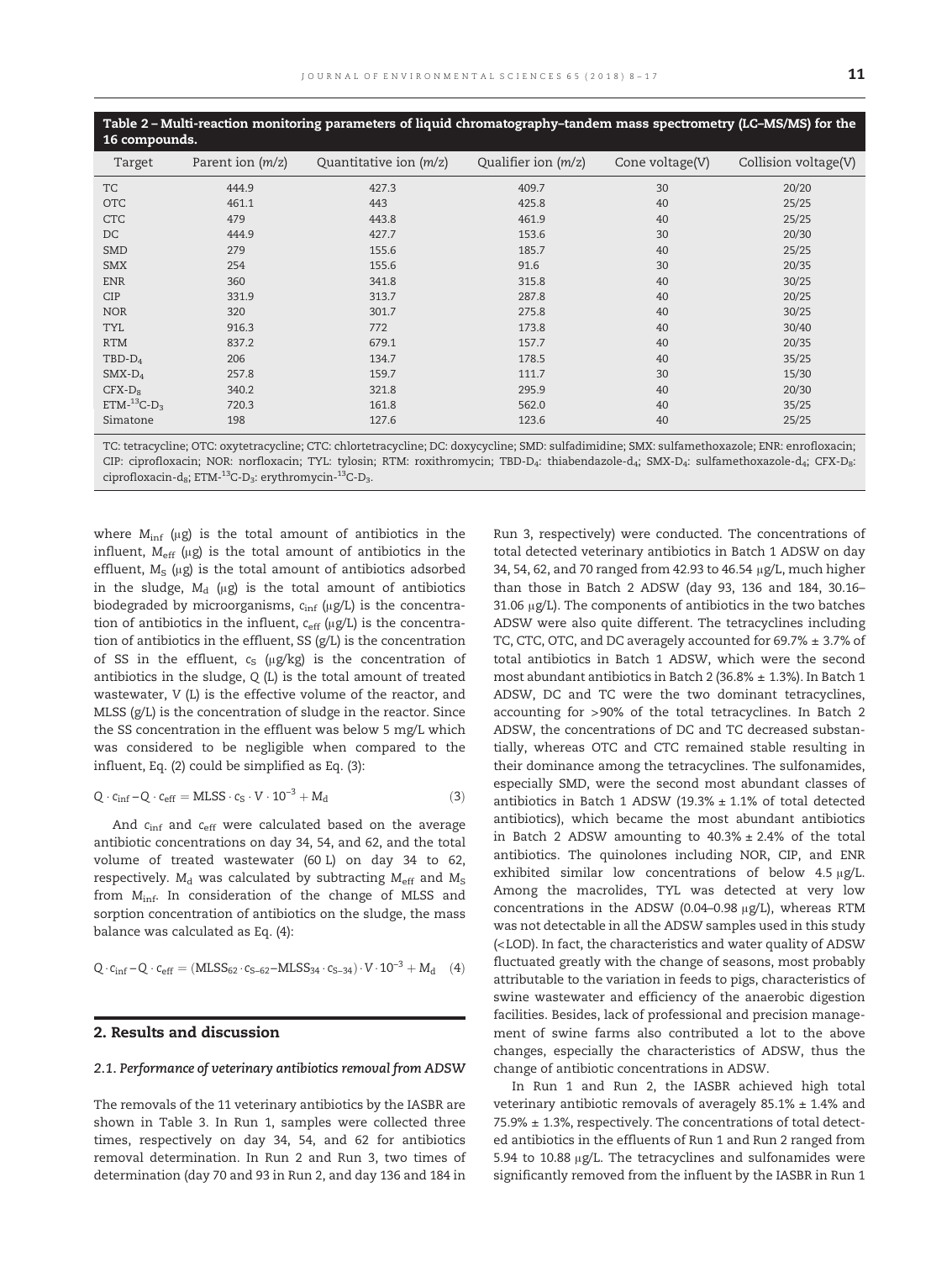**Table 2 – Multi-reaction monitoring parameters of liquid chromatography–tandem mass spectrometry (LC–MS/MS) for the 16 compounds.**

| Target | Parent ion (m/z) | Quantitative ion (m/z) | Qualifier ion (m/z) | Cone voltage(V) | Collision voltage(V) |
|---|---|---|---|---|---|
| TC | 444.9 | 427.3 | 409.7 | 30 | 20/20 |
| OTC | 461.1 | 443 | 425.8 | 40 | 25/25 |
| CTC | 479 | 443.8 | 461.9 | 40 | 25/25 |
| DC | 444.9 | 427.7 | 153.6 | 30 | 20/30 |
| SMD | 279 | 155.6 | 185.7 | 40 | 25/25 |
| SMX | 254 | 155.6 | 91.6 | 30 | 20/35 |
| ENR | 360 | 341.8 | 315.8 | 40 | 30/25 |
| CIP | 331.9 | 313.7 | 287.8 | 40 | 20/25 |
| NOR | 320 | 301.7 | 275.8 | 40 | 30/25 |
| TYL | 916.3 | 772 | 173.8 | 40 | 30/40 |
| RTM | 837.2 | 679.1 | 157.7 | 40 | 20/35 |
| TBD-$D_4$ | 206 | 134.7 | 178.5 | 40 | 35/25 |
| SMX-$D_4$ | 257.8 | 159.7 | 111.7 | 30 | 15/30 |
| CFX-$D_8$ | 340.2 | 321.8 | 295.9 | 40 | 20/30 |
| ETM-$^{13}$C-$D_3$ | 720.3 | 161.8 | 562.0 | 40 | 35/25 |
| Simatone | 198 | 127.6 | 123.6 | 40 | 25/25 |

TC: tetracycline; OTC: oxytetracycline; CTC: chlortetracycline; DC: doxycycline; SMD: sulfadimidine; SMX: sulfamethoxazole; ENR: enrofloxacin; CIP: ciprofloxacin; NOR: norfloxacin; TYL: tylosin; RTM: roxithromycin; TBD-$D_4$: thiabendazole-$d_4$; SMX-$D_4$: sulfamethoxazole-$d_4$; CFX-$D_8$: ciprofloxacin-$d_8$; ETM-$^{13}$C-$D_3$: erythromycin-$^{13}$C-$D_3$.

where $M_{\text{inf}}$ (μg) is the total amount of antibiotics in the influent, $M_{\text{eff}}$ (μg) is the total amount of antibiotics in the effluent, $M_S$ (μg) is the total amount of antibiotics adsorbed in the sludge, $M_d$ (μg) is the total amount of antibiotics biodegraded by microorganisms, $c_{\text{inf}}$ (μg/L) is the concentration of antibiotics in the influent, $c_{\text{eff}}$ (μg/L) is the concentration of antibiotics in the effluent, SS (g/L) is the concentration of SS in the effluent, $c_S$ (μg/kg) is the concentration of antibiotics in the sludge, Q (L) is the total amount of treated wastewater, V (L) is the effective volume of the reactor, and MLSS (g/L) is the concentration of sludge in the reactor. Since the SS concentration in the effluent was below 5 mg/L which was considered to be negligible when compared to the influent, Eq. (2) could be simplified as Eq. (3):

$$Q \cdot c_{\text{inf}} - Q \cdot c_{\text{eff}} = \text{MLSS} \cdot c_S \cdot V \cdot 10^{-3} + M_d \quad (3)$$

And $c_{\text{inf}}$ and $c_{\text{eff}}$ were calculated based on the average antibiotic concentrations on day 34, 54, and 62, and the total volume of treated wastewater (60 L) on day 34 to 62, respectively. $M_d$ was calculated by subtracting $M_{\text{eff}}$ and $M_S$ from $M_{\text{inf}}$. In consideration of the change of MLSS and sorption concentration of antibiotics on the sludge, the mass balance was calculated as Eq. (4):

$$Q \cdot c_{\text{inf}} - Q \cdot c_{\text{eff}} = (\text{MLSS}_{62} \cdot c_{S\text{-}62} - \text{MLSS}_{34} \cdot c_{S\text{-}34}) \cdot V \cdot 10^{-3} + M_d \quad (4)$$

## 2. Results and discussion

### 2.1. Performance of veterinary antibiotics removal from ADSW

The removals of the 11 veterinary antibiotics by the IASBR are shown in Table 3. In Run 1, samples were collected three times, respectively on day 34, 54, and 62 for antibiotics removal determination. In Run 2 and Run 3, two times of determination (day 70 and 93 in Run 2, and day 136 and 184 in Run 3, respectively) were conducted. The concentrations of total detected veterinary antibiotics in Batch 1 ADSW on day 34, 54, 62, and 70 ranged from 42.93 to 46.54 μg/L, much higher than those in Batch 2 ADSW (day 93, 136 and 184, 30.16–31.06 μg/L). The components of antibiotics in the two batches ADSW were also quite different. The tetracyclines including TC, CTC, OTC, and DC averagely accounted for 69.7% ± 3.7% of total antibiotics in Batch 1 ADSW, which were the second most abundant antibiotics in Batch 2 (36.8% ± 1.3%). In Batch 1 ADSW, DC and TC were the two dominant tetracyclines, accounting for >90% of the total tetracyclines. In Batch 2 ADSW, the concentrations of DC and TC decreased substantially, whereas OTC and CTC remained stable resulting in their dominance among the tetracyclines. The sulfonamides, especially SMD, were the second most abundant classes of antibiotics in Batch 1 ADSW (19.3% ± 1.1% of total detected antibiotics), which became the most abundant antibiotics in Batch 2 ADSW amounting to 40.3% ± 2.4% of the total antibiotics. The quinolones including NOR, CIP, and ENR exhibited similar low concentrations of below 4.5 μg/L. Among the macrolides, TYL was detected at very low concentrations in the ADSW (0.04–0.98 μg/L), whereas RTM was not detectable in all the ADSW samples used in this study (<LOD). In fact, the characteristics and water quality of ADSW fluctuated greatly with the change of seasons, most probably attributable to the variation in feeds to pigs, characteristics of swine wastewater and efficiency of the anaerobic digestion facilities. Besides, lack of professional and precision management of swine farms also contributed a lot to the above changes, especially the characteristics of ADSW, thus the change of antibiotic concentrations in ADSW.

In Run 1 and Run 2, the IASBR achieved high total veterinary antibiotic removals of averagely 85.1% ± 1.4% and 75.9% ± 1.3%, respectively. The concentrations of total detected antibiotics in the effluents of Run 1 and Run 2 ranged from 5.94 to 10.88 μg/L. The tetracyclines and sulfonamides were significantly removed from the influent by the IASBR in Run 1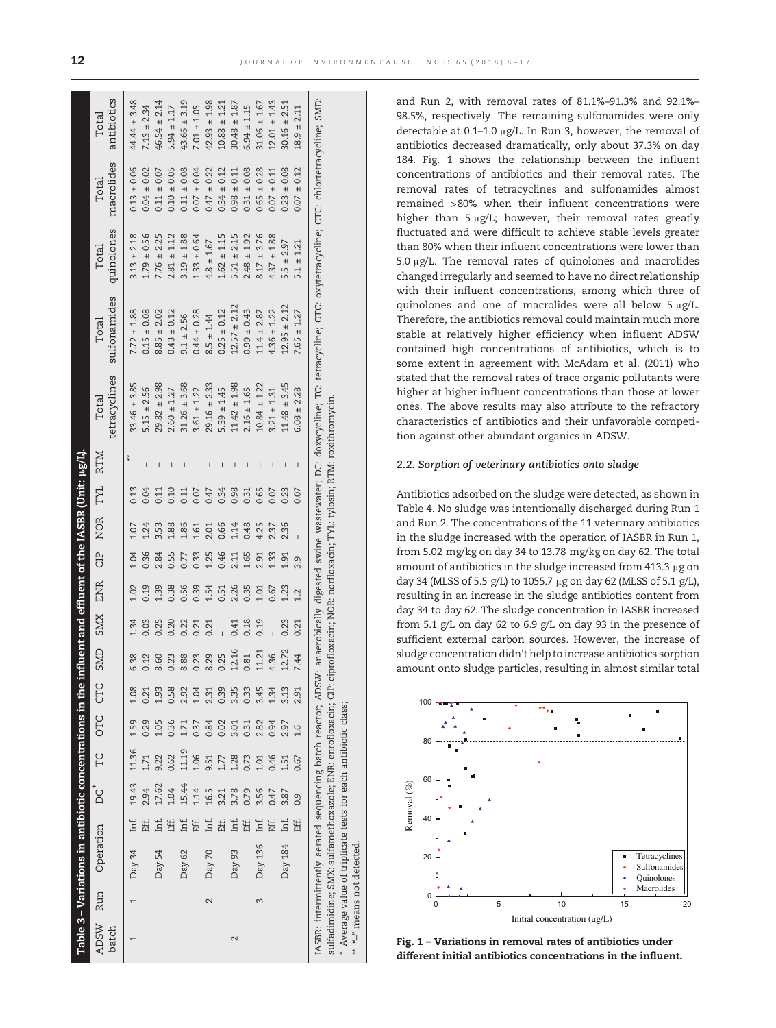Table 3 – Variations in antibiotic concentrations in the influent and effluent of the IASBR (Unit: μg/L).

| ADSW batch | Run | Operation | | DC* | TC | OTC | CTC | SMD | SMX | ENR | CIP | NOR | TYL | RTM | Total tetracyclines | Total sulfonamides | Total quinolones | Total macrolides | Total antibiotics |
|---|---|---|---|---|---|---|---|---|---|---|---|---|---|---|---|---|---|---|---|
| 1 | 1 | Day 34 | Inf. | 19.43 | 11.36 | 1.59 | 1.08 | 6.38 | 1.34 | 1.02 | 1.04 | 1.07 | 0.13 | –** | 33.46 ± 3.85 | 7.72 ± 1.88 | 3.13 ± 2.18 | 0.13 ± 0.06 | 44.44 ± 3.48 |
| | | | Eff. | 2.94 | 1.71 | 0.29 | 0.21 | 0.12 | 0.03 | 0.19 | 0.36 | 1.24 | 0.04 | – | 5.15 ± 2.56 | 0.15 ± 0.08 | 1.79 ± 0.56 | 0.04 ± 0.02 | 7.13 ± 2.34 |
| | | Day 54 | Inf. | 17.62 | 9.22 | 1.05 | 1.93 | 8.60 | 0.25 | 1.39 | 2.84 | 3.53 | 0.11 | – | 29.82 ± 2.98 | 8.85 ± 2.02 | 7.76 ± 2.25 | 0.11 ± 0.07 | 46.54 ± 2.14 |
| | | | Eff. | 1.04 | 0.62 | 0.36 | 0.58 | 0.23 | 0.20 | 0.38 | 0.55 | 1.88 | 0.10 | – | 2.60 ± 1.27 | 0.43 ± 0.12 | 2.81 ± 1.12 | 0.10 ± 0.05 | 5.94 ± 1.17 |
| | | Day 62 | Inf. | 15.44 | 11.19 | 1.71 | 2.92 | 8.88 | 0.22 | 0.56 | 0.77 | 1.86 | 0.11 | – | 31.26 ± 3.68 | 9.1 ± 2.56 | 3.19 ± 1.88 | 0.11 ± 0.08 | 43.66 ± 3.19 |
| | | | Eff. | 1.14 | 1.06 | 0.37 | 1.04 | 0.23 | 0.21 | 0.39 | 0.33 | 1.61 | 0.07 | – | 3.61 ± 1.22 | 0.44 ± 0.28 | 1.33 ± 0.64 | 0.07 ± 0.04 | 7.01 ± 1.05 |
| | 2 | Day 70 | Inf. | 16.5 | 9.51 | 0.84 | 2.31 | 8.29 | 0.21 | 1.54 | 1.25 | 2.01 | 0.47 | – | 29.16 ± 2.33 | 8.5 ± 1.44 | 4.8 ± 1.67 | 0.47 ± 0.22 | 42.93 ± 1.98 |
| | | | Eff. | 3.21 | 1.77 | 0.02 | 0.39 | 0.25 | – | 0.51 | 0.46 | 0.66 | 0.34 | – | 5.39 ± 1.45 | 0.25 ± 0.12 | 1.62 ± 1.15 | 0.34 ± 0.12 | 10.88 ± 1.21 |
| 2 | | Day 93 | Inf. | 3.78 | 1.28 | 3.01 | 3.35 | 12.16 | 0.41 | 2.26 | 2.11 | 1.14 | 0.98 | – | 11.42 ± 1.98 | 12.57 ± 2.12 | 5.51 ± 2.15 | 0.98 ± 0.11 | 30.48 ± 1.87 |
| | | | Eff. | 0.79 | 0.73 | 0.31 | 0.33 | 0.81 | 0.18 | 0.35 | 1.65 | 0.48 | 0.31 | – | 2.16 ± 1.65 | 0.99 ± 0.43 | 2.48 ± 1.92 | 0.31 ± 0.08 | 6.94 ± 1.15 |
| | 3 | Day 136 | Inf. | 3.56 | 1.01 | 2.82 | 3.45 | 11.21 | 0.19 | 1.01 | 2.91 | 4.25 | 0.65 | – | 10.84 ± 1.22 | 11.4 ± 2.87 | 8.17 ± 3.76 | 0.65 ± 0.28 | 31.06 ± 1.67 |
| | | | Eff. | 0.47 | 0.46 | 0.94 | 1.34 | 4.36 | – | 0.67 | 1.33 | 2.37 | 0.07 | – | 3.21 ± 1.31 | 4.36 ± 1.22 | 4.37 ± 1.88 | 0.07 ± 0.11 | 12.01 ± 1.43 |
| | | Day 184 | Inf. | 3.87 | 1.51 | 2.97 | 3.13 | 12.72 | 0.23 | 1.23 | 1.91 | 2.36 | 0.23 | – | 11.48 ± 3.45 | 12.95 ± 2.12 | 5.5 ± 2.97 | 0.23 ± 0.08 | 30.16 ± 2.51 |
| | | | Eff. | 0.9 | 0.67 | 1.6 | 2.91 | 7.44 | 0.21 | 1.2 | 3.9 | – | 0.07 | – | 6.08 ± 2.28 | 7.65 ± 1.27 | 5.1 ± 1.21 | 0.07 ± 0.12 | 18.9 ± 2.11 |

IASBR: intermittently aerated sequencing batch reactor; ADSW: anaerobically digested swine wastewater; DC: doxycycline; TC: tetracycline; OTC: oxytetracycline; CTC: chlortetracycline; SMD: sulfadimidine; SMX: sulfamethoxazole; ENR: enrofloxacin; CIP: ciprofloxacin; NOR: norfloxacin; TYL: tylosin; RTM: roxithromycin.

\* Average value of triplicate tests for each antibiotic class;

\*\* "–" means not detected.

and Run 2, with removal rates of 81.1%–91.3% and 92.1%–98.5%, respectively. The remaining sulfonamides were only detectable at 0.1–1.0 μg/L. In Run 3, however, the removal of antibiotics decreased dramatically, only about 37.3% on day 184. Fig. 1 shows the relationship between the influent concentrations of antibiotics and their removal rates. The removal rates of tetracyclines and sulfonamides almost remained >80% when their influent concentrations were higher than 5 μg/L; however, their removal rates greatly fluctuated and were difficult to achieve stable levels greater than 80% when their influent concentrations were lower than 5.0 μg/L. The removal rates of quinolones and macrolides changed irregularly and seemed to have no direct relationship with their influent concentrations, among which three of quinolones and one of macrolides were all below 5 μg/L. Therefore, the antibiotics removal could maintain much more stable at relatively higher efficiency when influent ADSW contained high concentrations of antibiotics, which is to some extent in agreement with McAdam et al. (2011) who stated that the removal rates of trace organic pollutants were higher at higher influent concentrations than those at lower ones. The above results may also attribute to the refractory characteristics of antibiotics and their unfavorable competition against other abundant organics in ADSW.

### 2.2. Sorption of veterinary antibiotics onto sludge

Antibiotics adsorbed on the sludge were detected, as shown in Table 4. No sludge was intentionally discharged during Run 1 and Run 2. The concentrations of the 11 veterinary antibiotics in the sludge increased with the operation of IASBR in Run 1, from 5.02 mg/kg on day 34 to 13.78 mg/kg on day 62. The total amount of antibiotics in the sludge increased from 413.3 μg on day 34 (MLSS of 5.5 g/L) to 1055.7 μg on day 62 (MLSS of 5.1 g/L), resulting in an increase in the sludge antibiotics content from day 34 to day 62. The sludge concentration in IASBR increased from 5.1 g/L on day 62 to 6.9 g/L on day 93 in the presence of sufficient external carbon sources. However, the increase of sludge concentration didn't help to increase antibiotics sorption amount onto sludge particles, resulting in almost similar total

**Fig. 1 – Variations in removal rates of antibiotics under different initial antibiotics concentrations in the influent.**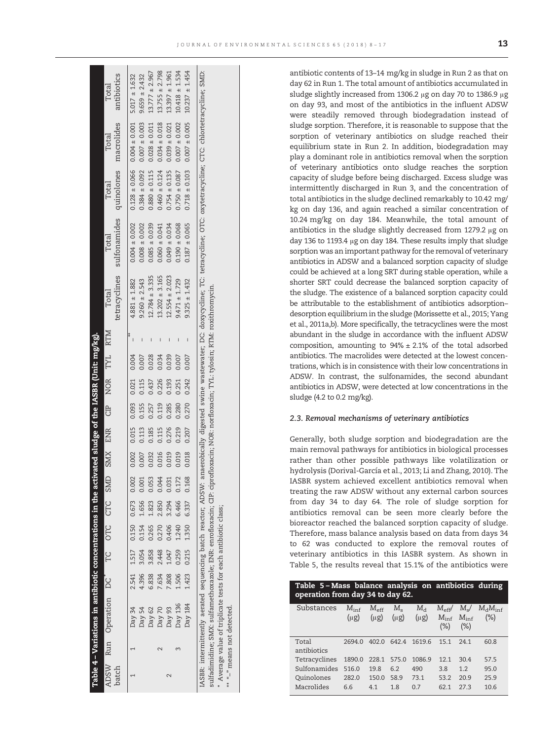**Table 4 – Variations in antibiotic concentrations in the activated sludge of the IASBR (Unit: mg/kg).**

| ADSW batch | Run | Operation | DC* | TC | OTC | CTC | SMD | SMX | ENR | CIP | NOR | TYL | RTM | Total tetracyclines | Total sulfonamides | Total quinolones | Total macrolides | Total antibiotics |
|---|---|---|---|---|---|---|---|---|---|---|---|---|---|---|---|---|---|---|
| 1 | 1 | Day 34 | 2.541 | 1.517 | 0.150 | 0.673 | 0.002 | 0.002 | 0.015 | 0.093 | 0.021 | 0.004 | –** | 4.881 ± 1.882 | 0.004 ± 0.002 | 0.128 ± 0.066 | 0.004 ± 0.001 | 5.017 ± 1.632 |
| | | Day 54 | 4.396 | 3.054 | 0.154 | 1.656 | 0.001 | 0.007 | 0.113 | 0.155 | 0.115 | 0.007 | – | 9.260 ± 2.543 | 0.008 ± 0.002 | 0.384 ± 0.092 | 0.007 ± 0.003 | 9.659 ± 2.432 |
| | | Day 62 | 6.838 | 3.858 | 0.265 | 1.823 | 0.053 | 0.032 | 0.185 | 0.257 | 0.437 | 0.028 | – | 12.784 ± 3.335 | 0.085 ± 0.039 | 0.880 ± 0.115 | 0.028 ± 0.011 | 13.777 ± 2.967 |
| | 2 | Day 70 | 7.634 | 2.448 | 0.270 | 2.850 | 0.044 | 0.016 | 0.115 | 0.119 | 0.226 | 0.034 | – | 13.202 ± 3.165 | 0.060 ± 0.041 | 0.460 ± 0.124 | 0.034 ± 0.018 | 13.755 ± 2.798 |
| 2 | | Day 93 | 7.808 | 1.047 | 0.406 | 3.294 | 0.031 | 0.019 | 0.276 | 0.285 | 0.193 | 0.039 | – | 12.554 ± 2.023 | 0.049 ± 0.034 | 0.754 ± 0.135 | 0.039 ± 0.021 | 13.397 ± 1.961 |
| | 3 | Day 136 | 1.506 | 0.259 | 1.240 | 6.466 | 0.172 | 0.019 | 0.219 | 0.280 | 0.251 | 0.007 | – | 9.471 ± 1.729 | 0.190 ± 0.068 | 0.750 ± 0.087 | 0.007 ± 0.002 | 10.418 ± 1.534 |
| | | Day 184 | 1.423 | 0.215 | 1.350 | 6.337 | 0.168 | 0.018 | 0.207 | 0.270 | 0.242 | 0.007 | – | 9.325 ± 1.432 | 0.187 ± 0.065 | 0.718 ± 0.103 | 0.007 ± 0.005 | 10.237 ± 1.454 |

IASBR: intermittently aerated sequencing batch reactor; ADSW: anaerobically digested swine wastewater; DC: doxycycline; TC: tetracycline; OTC: oxytetracycline; CTC: chlortetracycline; SMD: sulfadimidine; SMX: sulfamethoxazole; ENR: enrofloxacin; CIP: ciprofloxacin; NOR: norfloxacin; TYL: tylosin; RTM: roxithromycin.

\* Average value of triplicate tests for each antibiotic class;

\*\* "–" means not detected.

antibiotic contents of 13–14 mg/kg in sludge in Run 2 as that on day 62 in Run 1. The total amount of antibiotics accumulated in sludge slightly increased from 1306.2 μg on day 70 to 1386.9 μg on day 93, and most of the antibiotics in the influent ADSW were steadily removed through biodegradation instead of sludge sorption. Therefore, it is reasonable to suppose that the sorption of veterinary antibiotics on sludge reached their equilibrium state in Run 2. In addition, biodegradation may play a dominant role in antibiotics removal when the sorption of veterinary antibiotics onto sludge reaches the sorption capacity of sludge before being discharged. Excess sludge was intermittently discharged in Run 3, and the concentration of total antibiotics in the sludge declined remarkably to 10.42 mg/kg on day 136, and again reached a similar concentration of 10.24 mg/kg on day 184. Meanwhile, the total amount of antibiotics in the sludge slightly decreased from 1279.2 μg on day 136 to 1193.4 μg on day 184. These results imply that sludge sorption was an important pathway for the removal of veterinary antibiotics in ADSW and a balanced sorption capacity of sludge could be achieved at a long SRT during stable operation, while a shorter SRT could decrease the balanced sorption capacity of the sludge. The existence of a balanced sorption capacity could be attributable to the establishment of antibiotics adsorption–desorption equilibrium in the sludge (Morissette et al., 2015; Yang et al., 2011a,b). More specifically, the tetracyclines were the most abundant in the sludge in accordance with the influent ADSW composition, amounting to 94% ± 2.1% of the total adsorbed antibiotics. The macrolides were detected at the lowest concentrations, which is in consistence with their low concentrations in ADSW. In contrast, the sulfonamides, the second abundant antibiotics in ADSW, were detected at low concentrations in the sludge (4.2 to 0.2 mg/kg).

### 2.3. Removal mechanisms of veterinary antibiotics

Generally, both sludge sorption and biodegradation are the main removal pathways for antibiotics in biological processes rather than other possible pathways like volatilization or hydrolysis (Dorival-García et al., 2013; Li and Zhang, 2010). The IASBR system achieved excellent antibiotics removal when treating the raw ADSW without any external carbon sources from day 34 to day 64. The role of sludge sorption for antibiotics removal can be seen more clearly before the bioreactor reached the balanced sorption capacity of sludge. Therefore, mass balance analysis based on data from days 34 to 62 was conducted to explore the removal routes of veterinary antibiotics in this IASBR system. As shown in Table 5, the results reveal that 15.1% of the antibiotics were

**Table 5 – Mass balance analysis on antibiotics during operation from day 34 to day 62.**

| Substances | $M_{inf}$ (μg) | $M_{eff}$ (μg) | $M_s$ (μg) | $M_d$ (μg) | $M_{eff}/M_{inf}$ (%) | $M_s/M_{inf}$ (%) | $M_dM_{inf}$ (%) |
|---|---|---|---|---|---|---|---|
| Total antibiotics | 2694.0 | 402.0 | 642.4 | 1619.6 | 15.1 | 24.1 | 60.8 |
| Tetracyclines | 1890.0 | 228.1 | 575.0 | 1086.9 | 12.1 | 30.4 | 57.5 |
| Sulfonamides | 516.0 | 19.8 | 6.2 | 490 | 3.8 | 1.2 | 95.0 |
| Quinolones | 282.0 | 150.0 | 58.9 | 73.1 | 53.2 | 20.9 | 25.9 |
| Macrolides | 6.6 | 4.1 | 1.8 | 0.7 | 62.1 | 27.3 | 10.6 |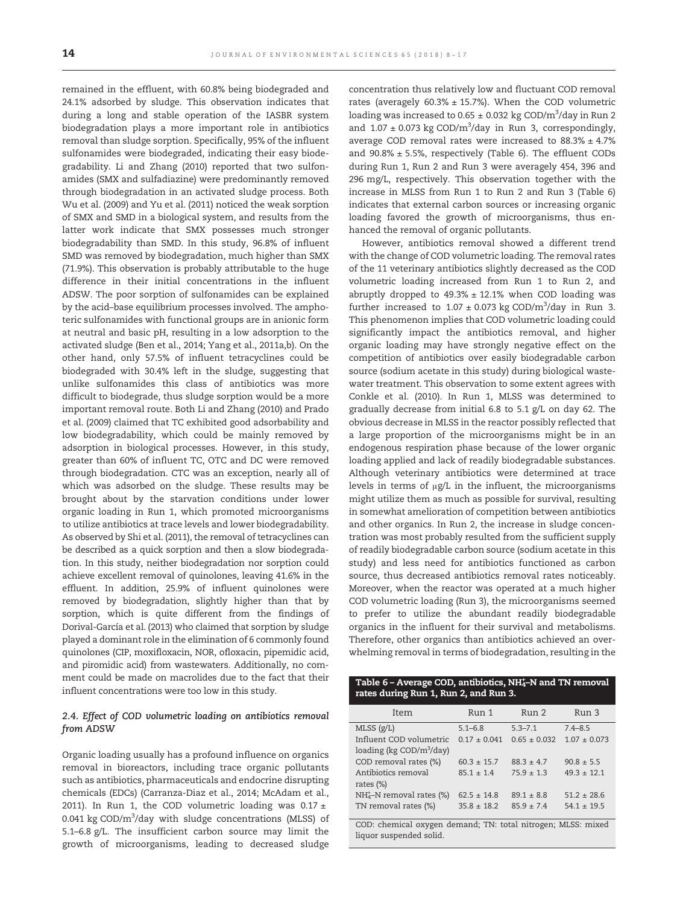remained in the effluent, with 60.8% being biodegraded and 24.1% adsorbed by sludge. This observation indicates that during a long and stable operation of the IASBR system biodegradation plays a more important role in antibiotics removal than sludge sorption. Specifically, 95% of the influent sulfonamides were biodegraded, indicating their easy biodegradability. Li and Zhang (2010) reported that two sulfonamides (SMX and sulfadiazine) were predominantly removed through biodegradation in an activated sludge process. Both Wu et al. (2009) and Yu et al. (2011) noticed the weak sorption of SMX and SMD in a biological system, and results from the latter work indicate that SMX possesses much stronger biodegradability than SMD. In this study, 96.8% of influent SMD was removed by biodegradation, much higher than SMX (71.9%). This observation is probably attributable to the huge difference in their initial concentrations in the influent ADSW. The poor sorption of sulfonamides can be explained by the acid–base equilibrium processes involved. The amphoteric sulfonamides with functional groups are in anionic form at neutral and basic pH, resulting in a low adsorption to the activated sludge (Ben et al., 2014; Yang et al., 2011a,b). On the other hand, only 57.5% of influent tetracyclines could be biodegraded with 30.4% left in the sludge, suggesting that unlike sulfonamides this class of antibiotics was more difficult to biodegrade, thus sludge sorption would be a more important removal route. Both Li and Zhang (2010) and Prado et al. (2009) claimed that TC exhibited good adsorbability and low biodegradability, which could be mainly removed by adsorption in biological processes. However, in this study, greater than 60% of influent TC, OTC and DC were removed through biodegradation. CTC was an exception, nearly all of which was adsorbed on the sludge. These results may be brought about by the starvation conditions under lower organic loading in Run 1, which promoted microorganisms to utilize antibiotics at trace levels and lower biodegradability. As observed by Shi et al. (2011), the removal of tetracyclines can be described as a quick sorption and then a slow biodegradation. In this study, neither biodegradation nor sorption could achieve excellent removal of quinolones, leaving 41.6% in the effluent. In addition, 25.9% of influent quinolones were removed by biodegradation, slightly higher than that by sorption, which is quite different from the findings of Dorival-García et al. (2013) who claimed that sorption by sludge played a dominant role in the elimination of 6 commonly found quinolones (CIP, moxifloxacin, NOR, ofloxacin, pipemidic acid, and piromidic acid) from wastewaters. Additionally, no comment could be made on macrolides due to the fact that their influent concentrations were too low in this study.

### 2.4. Effect of COD volumetric loading on antibiotics removal from ADSW

Organic loading usually has a profound influence on organics removal in bioreactors, including trace organic pollutants such as antibiotics, pharmaceuticals and endocrine disrupting chemicals (EDCs) (Carranza-Diaz et al., 2014; McAdam et al., 2011). In Run 1, the COD volumetric loading was $0.17 \pm 0.041$ kg COD/$m^3$/day with sludge concentrations (MLSS) of 5.1–6.8 g/L. The insufficient carbon source may limit the growth of microorganisms, leading to decreased sludge concentration thus relatively low and fluctuant COD removal rates (averagely 60.3% ± 15.7%). When the COD volumetric loading was increased to $0.65 \pm 0.032$ kg COD/$m^3$/day in Run 2 and $1.07 \pm 0.073$ kg COD/$m^3$/day in Run 3, correspondingly, average COD removal rates were increased to 88.3% ± 4.7% and 90.8% ± 5.5%, respectively (Table 6). The effluent CODs during Run 1, Run 2 and Run 3 were averagely 454, 396 and 296 mg/L, respectively. This observation together with the increase in MLSS from Run 1 to Run 2 and Run 3 (Table 6) indicates that external carbon sources or increasing organic loading favored the growth of microorganisms, thus enhanced the removal of organic pollutants.

However, antibiotics removal showed a different trend with the change of COD volumetric loading. The removal rates of the 11 veterinary antibiotics slightly decreased as the COD volumetric loading increased from Run 1 to Run 2, and abruptly dropped to 49.3% ± 12.1% when COD loading was further increased to $1.07 \pm 0.073$ kg COD/$m^3$/day in Run 3. This phenomenon implies that COD volumetric loading could significantly impact the antibiotics removal, and higher organic loading may have strongly negative effect on the competition of antibiotics over easily biodegradable carbon source (sodium acetate in this study) during biological wastewater treatment. This observation to some extent agrees with Conkle et al. (2010). In Run 1, MLSS was determined to gradually decrease from initial 6.8 to 5.1 g/L on day 62. The obvious decrease in MLSS in the reactor possibly reflected that a large proportion of the microorganisms might be in an endogenous respiration phase because of the lower organic loading applied and lack of readily biodegradable substances. Although veterinary antibiotics were determined at trace levels in terms of μg/L in the influent, the microorganisms might utilize them as much as possible for survival, resulting in somewhat amelioration of competition between antibiotics and other organics. In Run 2, the increase in sludge concentration was most probably resulted from the sufficient supply of readily biodegradable carbon source (sodium acetate in this study) and less need for antibiotics functioned as carbon source, thus decreased antibiotics removal rates noticeably. Moreover, when the reactor was operated at a much higher COD volumetric loading (Run 3), the microorganisms seemed to prefer to utilize the abundant readily biodegradable organics in the influent for their survival and metabolisms. Therefore, other organics than antibiotics achieved an overwhelming removal in terms of biodegradation, resulting in the

**Table 6 – Average COD, antibiotics, $NH_4^+$–N and TN removal rates during Run 1, Run 2, and Run 3.**

| Item | Run 1 | Run 2 | Run 3 |
|---|---|---|---|
| MLSS (g/L) | 5.1–6.8 | 5.3–7.1 | 7.4–8.5 |
| Influent COD volumetric loading (kg COD/$m^3$/day) | 0.17 ± 0.041 | 0.65 ± 0.032 | 1.07 ± 0.073 |
| COD removal rates (%) | 60.3 ± 15.7 | 88.3 ± 4.7 | 90.8 ± 5.5 |
| Antibiotics removal rates (%) | 85.1 ± 1.4 | 75.9 ± 1.3 | 49.3 ± 12.1 |
| $NH_4^+$–N removal rates (%) | 62.5 ± 14.8 | 89.1 ± 8.8 | 51.2 ± 28.6 |
| TN removal rates (%) | 35.8 ± 18.2 | 85.9 ± 7.4 | 54.1 ± 19.5 |

COD: chemical oxygen demand; TN: total nitrogen; MLSS: mixed liquor suspended solid.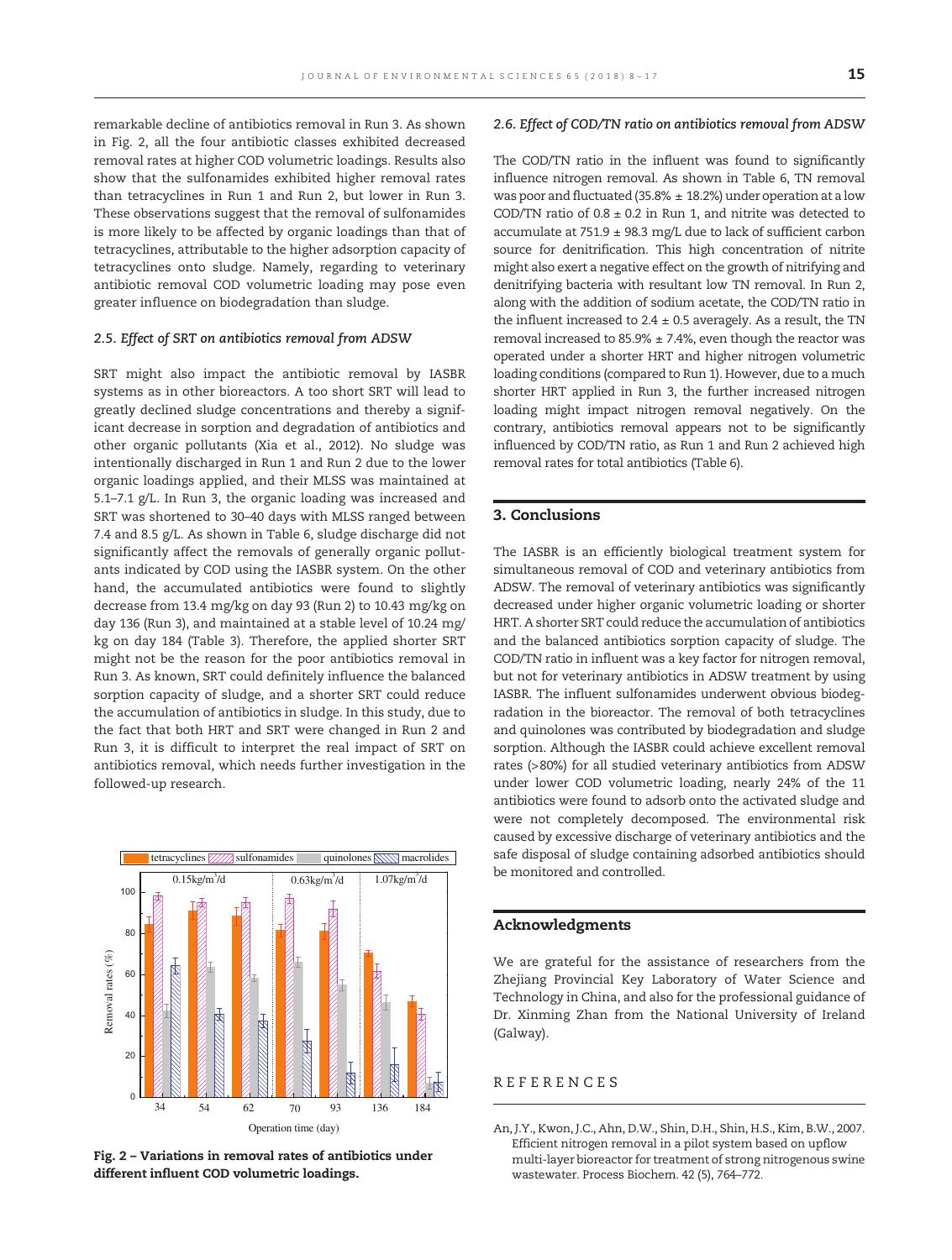remarkable decline of antibiotics removal in Run 3. As shown in Fig. 2, all the four antibiotic classes exhibited decreased removal rates at higher COD volumetric loadings. Results also show that the sulfonamides exhibited higher removal rates than tetracyclines in Run 1 and Run 2, but lower in Run 3. These observations suggest that the removal of sulfonamides is more likely to be affected by organic loadings than that of tetracyclines, attributable to the higher adsorption capacity of tetracyclines onto sludge. Namely, regarding to veterinary antibiotic removal COD volumetric loading may pose even greater influence on biodegradation than sludge.

### *2.5. Effect of SRT on antibiotics removal from ADSW*

SRT might also impact the antibiotic removal by IASBR systems as in other bioreactors. A too short SRT will lead to greatly declined sludge concentrations and thereby a significant decrease in sorption and degradation of antibiotics and other organic pollutants (Xia et al., 2012). No sludge was intentionally discharged in Run 1 and Run 2 due to the lower organic loadings applied, and their MLSS was maintained at 5.1–7.1 g/L. In Run 3, the organic loading was increased and SRT was shortened to 30–40 days with MLSS ranged between 7.4 and 8.5 g/L. As shown in Table 6, sludge discharge did not significantly affect the removals of generally organic pollutants indicated by COD using the IASBR system. On the other hand, the accumulated antibiotics were found to slightly decrease from 13.4 mg/kg on day 93 (Run 2) to 10.43 mg/kg on day 136 (Run 3), and maintained at a stable level of 10.24 mg/kg on day 184 (Table 3). Therefore, the applied shorter SRT might not be the reason for the poor antibiotics removal in Run 3. As known, SRT could definitely influence the balanced sorption capacity of sludge, and a shorter SRT could reduce the accumulation of antibiotics in sludge. In this study, due to the fact that both HRT and SRT were changed in Run 2 and Run 3, it is difficult to interpret the real impact of SRT on antibiotics removal, which needs further investigation in the followed-up research.

**Fig. 2 – Variations in removal rates of antibiotics under different influent COD volumetric loadings.**

### *2.6. Effect of COD/TN ratio on antibiotics removal from ADSW*

The COD/TN ratio in the influent was found to significantly influence nitrogen removal. As shown in Table 6, TN removal was poor and fluctuated (35.8% ± 18.2%) under operation at a low COD/TN ratio of 0.8 ± 0.2 in Run 1, and nitrite was detected to accumulate at 751.9 ± 98.3 mg/L due to lack of sufficient carbon source for denitrification. This high concentration of nitrite might also exert a negative effect on the growth of nitrifying and denitrifying bacteria with resultant low TN removal. In Run 2, along with the addition of sodium acetate, the COD/TN ratio in the influent increased to 2.4 ± 0.5 averagely. As a result, the TN removal increased to 85.9% ± 7.4%, even though the reactor was operated under a shorter HRT and higher nitrogen volumetric loading conditions (compared to Run 1). However, due to a much shorter HRT applied in Run 3, the further increased nitrogen loading might impact nitrogen removal negatively. On the contrary, antibiotics removal appears not to be significantly influenced by COD/TN ratio, as Run 1 and Run 2 achieved high removal rates for total antibiotics (Table 6).

## 3. Conclusions

The IASBR is an efficiently biological treatment system for simultaneous removal of COD and veterinary antibiotics from ADSW. The removal of veterinary antibiotics was significantly decreased under higher organic volumetric loading or shorter HRT. A shorter SRT could reduce the accumulation of antibiotics and the balanced antibiotics sorption capacity of sludge. The COD/TN ratio in influent was a key factor for nitrogen removal, but not for veterinary antibiotics in ADSW treatment by using IASBR. The influent sulfonamides underwent obvious biodegradation in the bioreactor. The removal of both tetracyclines and quinolones was contributed by biodegradation and sludge sorption. Although the IASBR could achieve excellent removal rates (>80%) for all studied veterinary antibiotics from ADSW under lower COD volumetric loading, nearly 24% of the 11 antibiotics were found to adsorb onto the activated sludge and were not completely decomposed. The environmental risk caused by excessive discharge of veterinary antibiotics and the safe disposal of sludge containing adsorbed antibiotics should be monitored and controlled.

## Acknowledgments

We are grateful for the assistance of researchers from the Zhejiang Provincial Key Laboratory of Water Science and Technology in China, and also for the professional guidance of Dr. Xinming Zhan from the National University of Ireland (Galway).

## REFERENCES

An, J.Y., Kwon, J.C., Ahn, D.W., Shin, D.H., Shin, H.S., Kim, B.W., 2007. Efficient nitrogen removal in a pilot system based on upflow multi-layer bioreactor for treatment of strong nitrogenous swine wastewater. Process Biochem. 42 (5), 764–772.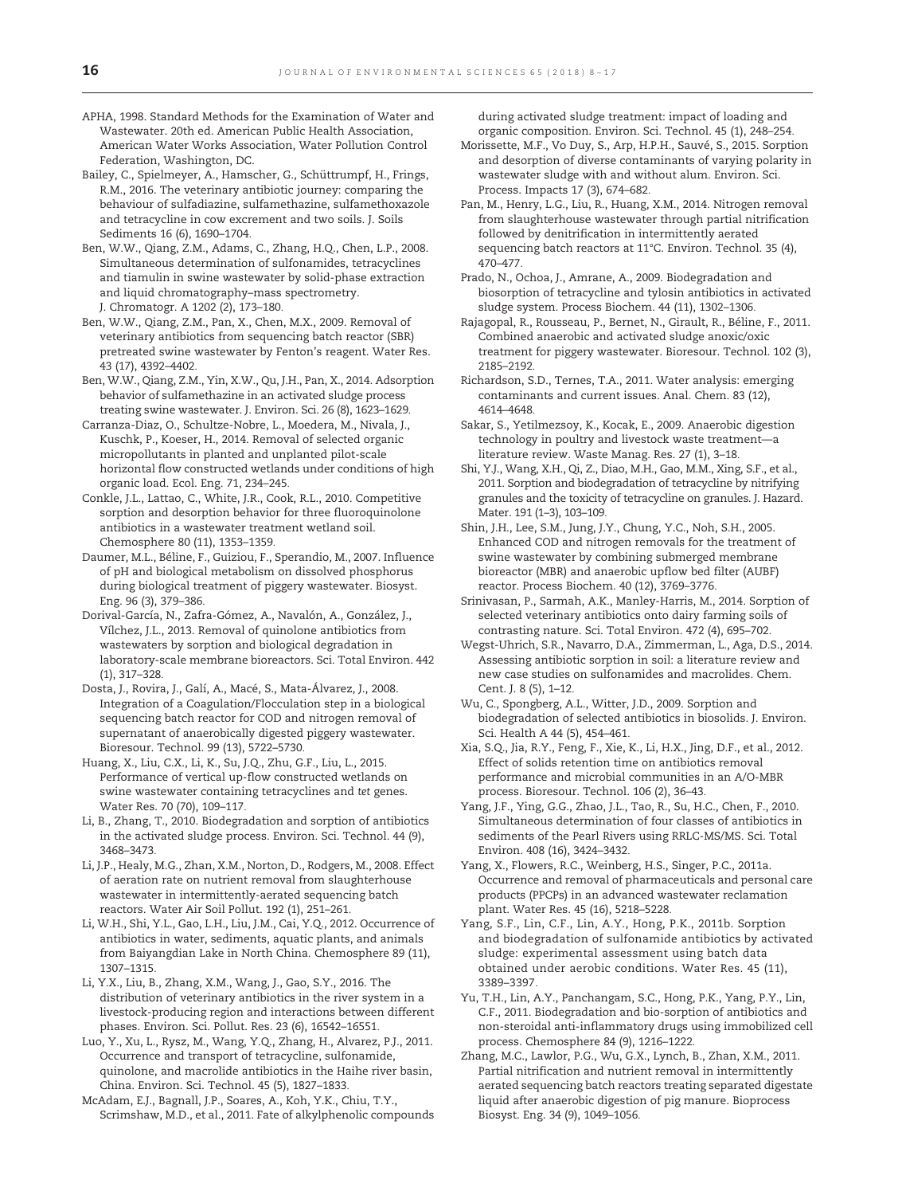APHA, 1998. Standard Methods for the Examination of Water and Wastewater. 20th ed. American Public Health Association, American Water Works Association, Water Pollution Control Federation, Washington, DC.

Bailey, C., Spielmeyer, A., Hamscher, G., Schüttrumpf, H., Frings, R.M., 2016. The veterinary antibiotic journey: comparing the behaviour of sulfadiazine, sulfamethazine, sulfamethoxazole and tetracycline in cow excrement and two soils. J. Soils Sediments 16 (6), 1690–1704.

Ben, W.W., Qiang, Z.M., Adams, C., Zhang, H.Q., Chen, L.P., 2008. Simultaneous determination of sulfonamides, tetracyclines and tiamulin in swine wastewater by solid-phase extraction and liquid chromatography–mass spectrometry. J. Chromatogr. A 1202 (2), 173–180.

Ben, W.W., Qiang, Z.M., Pan, X., Chen, M.X., 2009. Removal of veterinary antibiotics from sequencing batch reactor (SBR) pretreated swine wastewater by Fenton's reagent. Water Res. 43 (17), 4392–4402.

Ben, W.W., Qiang, Z.M., Yin, X.W., Qu, J.H., Pan, X., 2014. Adsorption behavior of sulfamethazine in an activated sludge process treating swine wastewater. J. Environ. Sci. 26 (8), 1623–1629.

Carranza-Diaz, O., Schultze-Nobre, L., Moedera, M., Nivala, J., Kuschk, P., Koeser, H., 2014. Removal of selected organic micropollutants in planted and unplanted pilot-scale horizontal flow constructed wetlands under conditions of high organic load. Ecol. Eng. 71, 234–245.

Conkle, J.L., Lattao, C., White, J.R., Cook, R.L., 2010. Competitive sorption and desorption behavior for three fluoroquinolone antibiotics in a wastewater treatment wetland soil. Chemosphere 80 (11), 1353–1359.

Daumer, M.L., Béline, F., Guiziou, F., Sperandio, M., 2007. Influence of pH and biological metabolism on dissolved phosphorus during biological treatment of piggery wastewater. Biosyst. Eng. 96 (3), 379–386.

Dorival-García, N., Zafra-Gómez, A., Navalón, A., González, J., Vílchez, J.L., 2013. Removal of quinolone antibiotics from wastewaters by sorption and biological degradation in laboratory-scale membrane bioreactors. Sci. Total Environ. 442 (1), 317–328.

Dosta, J., Rovira, J., Galí, A., Macé, S., Mata-Álvarez, J., 2008. Integration of a Coagulation/Flocculation step in a biological sequencing batch reactor for COD and nitrogen removal of supernatant of anaerobically digested piggery wastewater. Bioresour. Technol. 99 (13), 5722–5730.

Huang, X., Liu, C.X., Li, K., Su, J.Q., Zhu, G.F., Liu, L., 2015. Performance of vertical up-flow constructed wetlands on swine wastewater containing tetracyclines and *tet* genes. Water Res. 70 (70), 109–117.

Li, B., Zhang, T., 2010. Biodegradation and sorption of antibiotics in the activated sludge process. Environ. Sci. Technol. 44 (9), 3468–3473.

Li, J.P., Healy, M.G., Zhan, X.M., Norton, D., Rodgers, M., 2008. Effect of aeration rate on nutrient removal from slaughterhouse wastewater in intermittently-aerated sequencing batch reactors. Water Air Soil Pollut. 192 (1), 251–261.

Li, W.H., Shi, Y.L., Gao, L.H., Liu, J.M., Cai, Y.Q., 2012. Occurrence of antibiotics in water, sediments, aquatic plants, and animals from Baiyangdian Lake in North China. Chemosphere 89 (11), 1307–1315.

Li, Y.X., Liu, B., Zhang, X.M., Wang, J., Gao, S.Y., 2016. The distribution of veterinary antibiotics in the river system in a livestock-producing region and interactions between different phases. Environ. Sci. Pollut. Res. 23 (6), 16542–16551.

Luo, Y., Xu, L., Rysz, M., Wang, Y.Q., Zhang, H., Alvarez, P.J., 2011. Occurrence and transport of tetracycline, sulfonamide, quinolone, and macrolide antibiotics in the Haihe river basin, China. Environ. Sci. Technol. 45 (5), 1827–1833.

McAdam, E.J., Bagnall, J.P., Soares, A., Koh, Y.K., Chiu, T.Y., Scrimshaw, M.D., et al., 2011. Fate of alkylphenolic compounds during activated sludge treatment: impact of loading and organic composition. Environ. Sci. Technol. 45 (1), 248–254.

Morissette, M.F., Vo Duy, S., Arp, H.P.H., Sauvé, S., 2015. Sorption and desorption of diverse contaminants of varying polarity in wastewater sludge with and without alum. Environ. Sci. Process. Impacts 17 (3), 674–682.

Pan, M., Henry, L.G., Liu, R., Huang, X.M., 2014. Nitrogen removal from slaughterhouse wastewater through partial nitrification followed by denitrification in intermittently aerated sequencing batch reactors at 11°C. Environ. Technol. 35 (4), 470–477.

Prado, N., Ochoa, J., Amrane, A., 2009. Biodegradation and biosorption of tetracycline and tylosin antibiotics in activated sludge system. Process Biochem. 44 (11), 1302–1306.

Rajagopal, R., Rousseau, P., Bernet, N., Girault, R., Béline, F., 2011. Combined anaerobic and activated sludge anoxic/oxic treatment for piggery wastewater. Bioresour. Technol. 102 (3), 2185–2192.

Richardson, S.D., Ternes, T.A., 2011. Water analysis: emerging contaminants and current issues. Anal. Chem. 83 (12), 4614–4648.

Sakar, S., Yetilmezsoy, K., Kocak, E., 2009. Anaerobic digestion technology in poultry and livestock waste treatment—a literature review. Waste Manag. Res. 27 (1), 3–18.

Shi, Y.J., Wang, X.H., Qi, Z., Diao, M.H., Gao, M.M., Xing, S.F., et al., 2011. Sorption and biodegradation of tetracycline by nitrifying granules and the toxicity of tetracycline on granules. J. Hazard. Mater. 191 (1–3), 103–109.

Shin, J.H., Lee, S.M., Jung, J.Y., Chung, Y.C., Noh, S.H., 2005. Enhanced COD and nitrogen removals for the treatment of swine wastewater by combining submerged membrane bioreactor (MBR) and anaerobic upflow bed filter (AUBF) reactor. Process Biochem. 40 (12), 3769–3776.

Srinivasan, P., Sarmah, A.K., Manley-Harris, M., 2014. Sorption of selected veterinary antibiotics onto dairy farming soils of contrasting nature. Sci. Total Environ. 472 (4), 695–702.

Wegst-Uhrich, S.R., Navarro, D.A., Zimmerman, L., Aga, D.S., 2014. Assessing antibiotic sorption in soil: a literature review and new case studies on sulfonamides and macrolides. Chem. Cent. J. 8 (5), 1–12.

Wu, C., Spongberg, A.L., Witter, J.D., 2009. Sorption and biodegradation of selected antibiotics in biosolids. J. Environ. Sci. Health A 44 (5), 454–461.

Xia, S.Q., Jia, R.Y., Feng, F., Xie, K., Li, H.X., Jing, D.F., et al., 2012. Effect of solids retention time on antibiotics removal performance and microbial communities in an A/O-MBR process. Bioresour. Technol. 106 (2), 36–43.

Yang, J.F., Ying, G.G., Zhao, J.L., Tao, R., Su, H.C., Chen, F., 2010. Simultaneous determination of four classes of antibiotics in sediments of the Pearl Rivers using RRLC-MS/MS. Sci. Total Environ. 408 (16), 3424–3432.

Yang, X., Flowers, R.C., Weinberg, H.S., Singer, P.C., 2011a. Occurrence and removal of pharmaceuticals and personal care products (PPCPs) in an advanced wastewater reclamation plant. Water Res. 45 (16), 5218–5228.

Yang, S.F., Lin, C.F., Lin, A.Y., Hong, P.K., 2011b. Sorption and biodegradation of sulfonamide antibiotics by activated sludge: experimental assessment using batch data obtained under aerobic conditions. Water Res. 45 (11), 3389–3397.

Yu, T.H., Lin, A.Y., Panchangam, S.C., Hong, P.K., Yang, P.Y., Lin, C.F., 2011. Biodegradation and bio-sorption of antibiotics and non-steroidal anti-inflammatory drugs using immobilized cell process. Chemosphere 84 (9), 1216–1222.

Zhang, M.C., Lawlor, P.G., Wu, G.X., Lynch, B., Zhan, X.M., 2011. Partial nitrification and nutrient removal in intermittently aerated sequencing batch reactors treating separated digestate liquid after anaerobic digestion of pig manure. Bioprocess Biosyst. Eng. 34 (9), 1049–1056.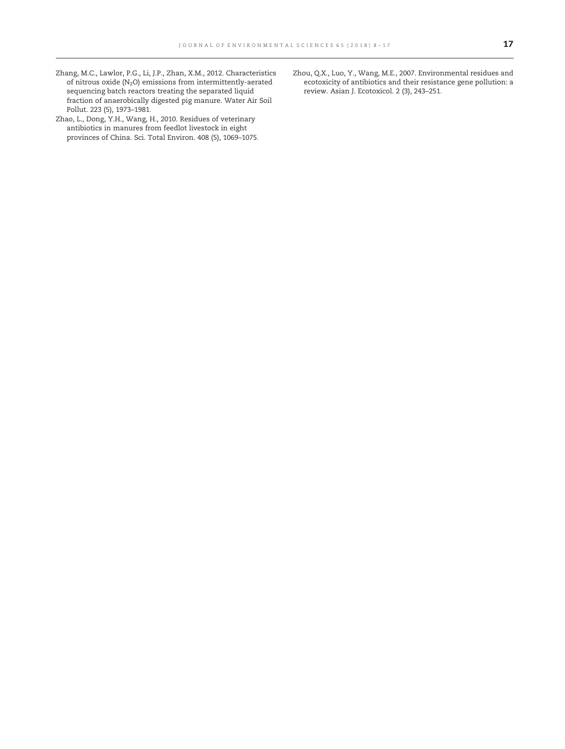Zhang, M.C., Lawlor, P.G., Li, J.P., Zhan, X.M., 2012. Characteristics of nitrous oxide ($N_2O$) emissions from intermittently-aerated sequencing batch reactors treating the separated liquid fraction of anaerobically digested pig manure. Water Air Soil Pollut. 223 (5), 1973–1981.

Zhao, L., Dong, Y.H., Wang, H., 2010. Residues of veterinary antibiotics in manures from feedlot livestock in eight provinces of China. Sci. Total Environ. 408 (5), 1069–1075.

Zhou, Q.X., Luo, Y., Wang, M.E., 2007. Environmental residues and ecotoxicity of antibiotics and their resistance gene pollution: a review. Asian J. Ecotoxicol. 2 (3), 243–251.